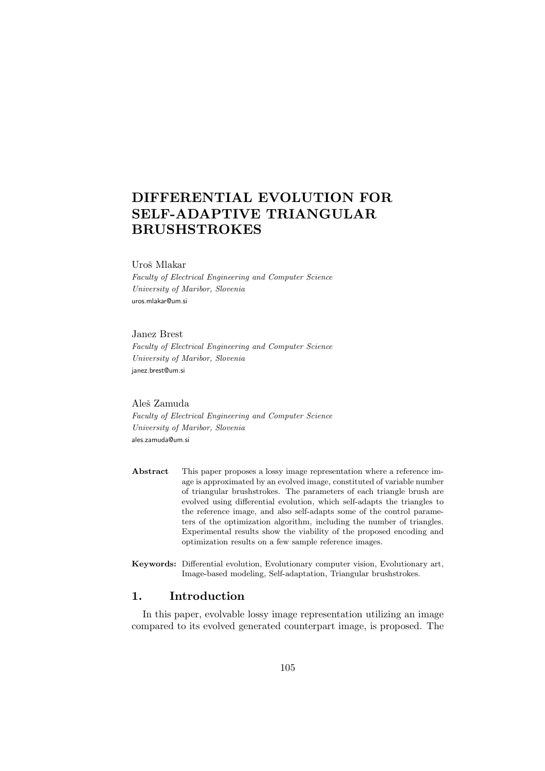# DIFFERENTIAL EVOLUTION FOR SELF-ADAPTIVE TRIANGULAR BRUSHSTROKES

Uroš Mlakar
*Faculty of Electrical Engineering and Computer Science*
*University of Maribor, Slovenia*
uros.mlakar@um.si

Janez Brest
*Faculty of Electrical Engineering and Computer Science*
*University of Maribor, Slovenia*
janez.brest@um.si

Aleš Zamuda
*Faculty of Electrical Engineering and Computer Science*
*University of Maribor, Slovenia*
ales.zamuda@um.si

**Abstract** This paper proposes a lossy image representation where a reference image is approximated by an evolved image, constituted of variable number of triangular brushstrokes. The parameters of each triangle brush are evolved using differential evolution, which self-adapts the triangles to the reference image, and also self-adapts some of the control parameters of the optimization algorithm, including the number of triangles. Experimental results show the viability of the proposed encoding and optimization results on a few sample reference images.

**Keywords:** Differential evolution, Evolutionary computer vision, Evolutionary art, Image-based modeling, Self-adaptation, Triangular brushstrokes.

## 1. Introduction

In this paper, evolvable lossy image representation utilizing an image compared to its evolved generated counterpart image, is proposed. The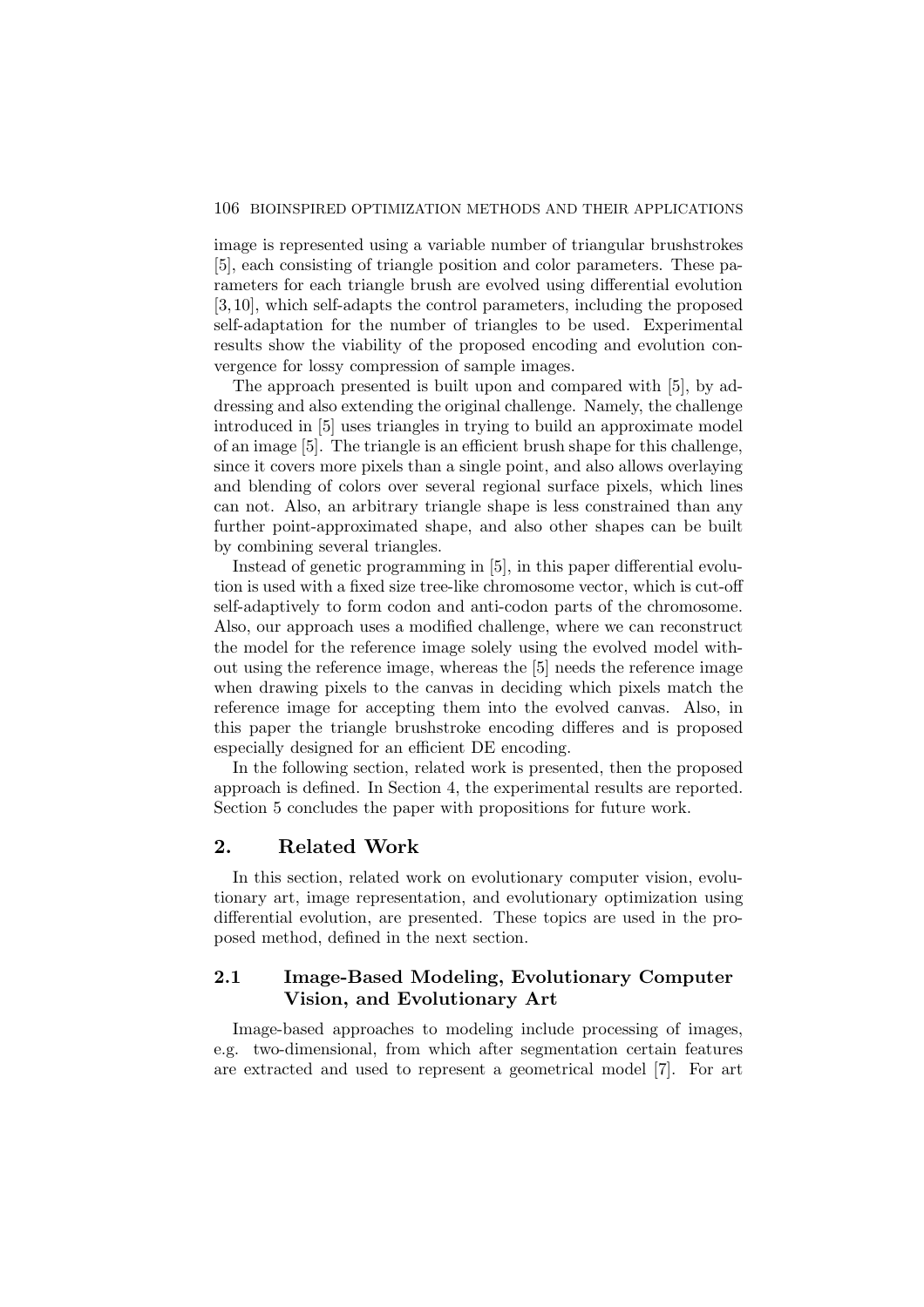image is represented using a variable number of triangular brushstrokes [5], each consisting of triangle position and color parameters. These parameters for each triangle brush are evolved using differential evolution [3,10], which self-adapts the control parameters, including the proposed self-adaptation for the number of triangles to be used. Experimental results show the viability of the proposed encoding and evolution convergence for lossy compression of sample images.

The approach presented is built upon and compared with [5], by addressing and also extending the original challenge. Namely, the challenge introduced in [5] uses triangles in trying to build an approximate model of an image [5]. The triangle is an efficient brush shape for this challenge, since it covers more pixels than a single point, and also allows overlaying and blending of colors over several regional surface pixels, which lines can not. Also, an arbitrary triangle shape is less constrained than any further point-approximated shape, and also other shapes can be built by combining several triangles.

Instead of genetic programming in [5], in this paper differential evolution is used with a fixed size tree-like chromosome vector, which is cut-off self-adaptively to form codon and anti-codon parts of the chromosome. Also, our approach uses a modified challenge, where we can reconstruct the model for the reference image solely using the evolved model without using the reference image, whereas the [5] needs the reference image when drawing pixels to the canvas in deciding which pixels match the reference image for accepting them into the evolved canvas. Also, in this paper the triangle brushstroke encoding differes and is proposed especially designed for an efficient DE encoding.

In the following section, related work is presented, then the proposed approach is defined. In Section 4, the experimental results are reported. Section 5 concludes the paper with propositions for future work.

## 2. Related Work

In this section, related work on evolutionary computer vision, evolutionary art, image representation, and evolutionary optimization using differential evolution, are presented. These topics are used in the proposed method, defined in the next section.

### 2.1 Image-Based Modeling, Evolutionary Computer Vision, and Evolutionary Art

Image-based approaches to modeling include processing of images, e.g. two-dimensional, from which after segmentation certain features are extracted and used to represent a geometrical model [7]. For art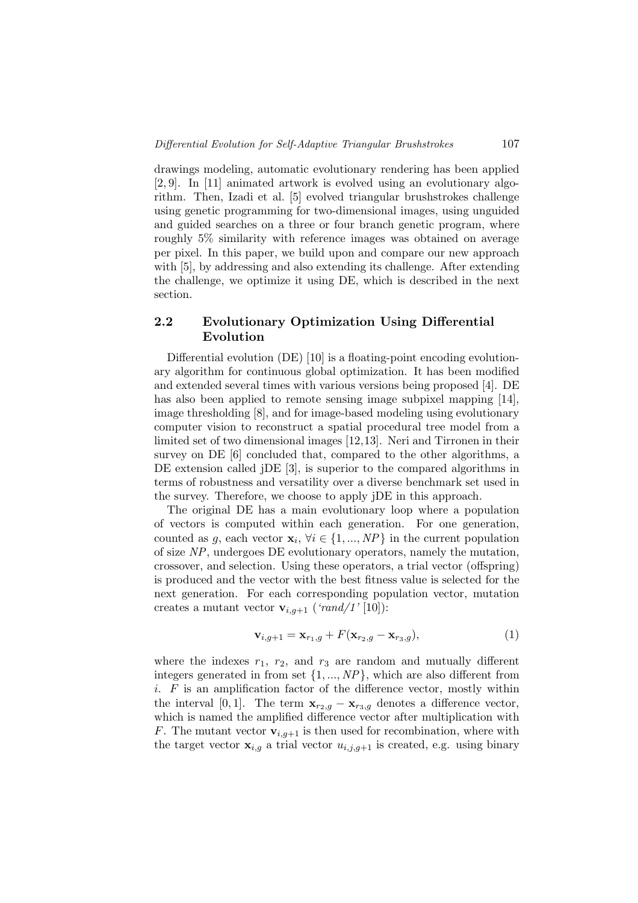drawings modeling, automatic evolutionary rendering has been applied [2, 9]. In [11] animated artwork is evolved using an evolutionary algorithm. Then, Izadi et al. [5] evolved triangular brushstrokes challenge using genetic programming for two-dimensional images, using unguided and guided searches on a three or four branch genetic program, where roughly 5% similarity with reference images was obtained on average per pixel. In this paper, we build upon and compare our new approach with [5], by addressing and also extending its challenge. After extending the challenge, we optimize it using DE, which is described in the next section.

### 2.2 Evolutionary Optimization Using Differential Evolution

Differential evolution (DE) [10] is a floating-point encoding evolutionary algorithm for continuous global optimization. It has been modified and extended several times with various versions being proposed [4]. DE has also been applied to remote sensing image subpixel mapping [14], image thresholding [8], and for image-based modeling using evolutionary computer vision to reconstruct a spatial procedural tree model from a limited set of two dimensional images [12,13]. Neri and Tirronen in their survey on DE [6] concluded that, compared to the other algorithms, a DE extension called jDE [3], is superior to the compared algorithms in terms of robustness and versatility over a diverse benchmark set used in the survey. Therefore, we choose to apply jDE in this approach.

The original DE has a main evolutionary loop where a population of vectors is computed within each generation. For one generation, counted as $g$, each vector $\mathbf{x}_i$, $\forall i \in \{1, ..., NP\}$ in the current population of size $NP$, undergoes DE evolutionary operators, namely the mutation, crossover, and selection. Using these operators, a trial vector (offspring) is produced and the vector with the best fitness value is selected for the next generation. For each corresponding population vector, mutation creates a mutant vector $\mathbf{v}_{i,g+1}$ (*'rand/1'* [10]):

$$\mathbf{v}_{i,g+1} = \mathbf{x}_{r_1,g} + F(\mathbf{x}_{r_2,g} - \mathbf{x}_{r_3,g}), \tag{1}$$

where the indexes $r_1$, $r_2$, and $r_3$ are random and mutually different integers generated in from set $\{1, ..., NP\}$, which are also different from $i$. $F$ is an amplification factor of the difference vector, mostly within the interval $[0, 1]$. The term $\mathbf{x}_{r_2,g} - \mathbf{x}_{r_3,g}$ denotes a difference vector, which is named the amplified difference vector after multiplication with $F$. The mutant vector $\mathbf{v}_{i,g+1}$ is then used for recombination, where with the target vector $\mathbf{x}_{i,g}$ a trial vector $u_{i,j,g+1}$ is created, e.g. using binary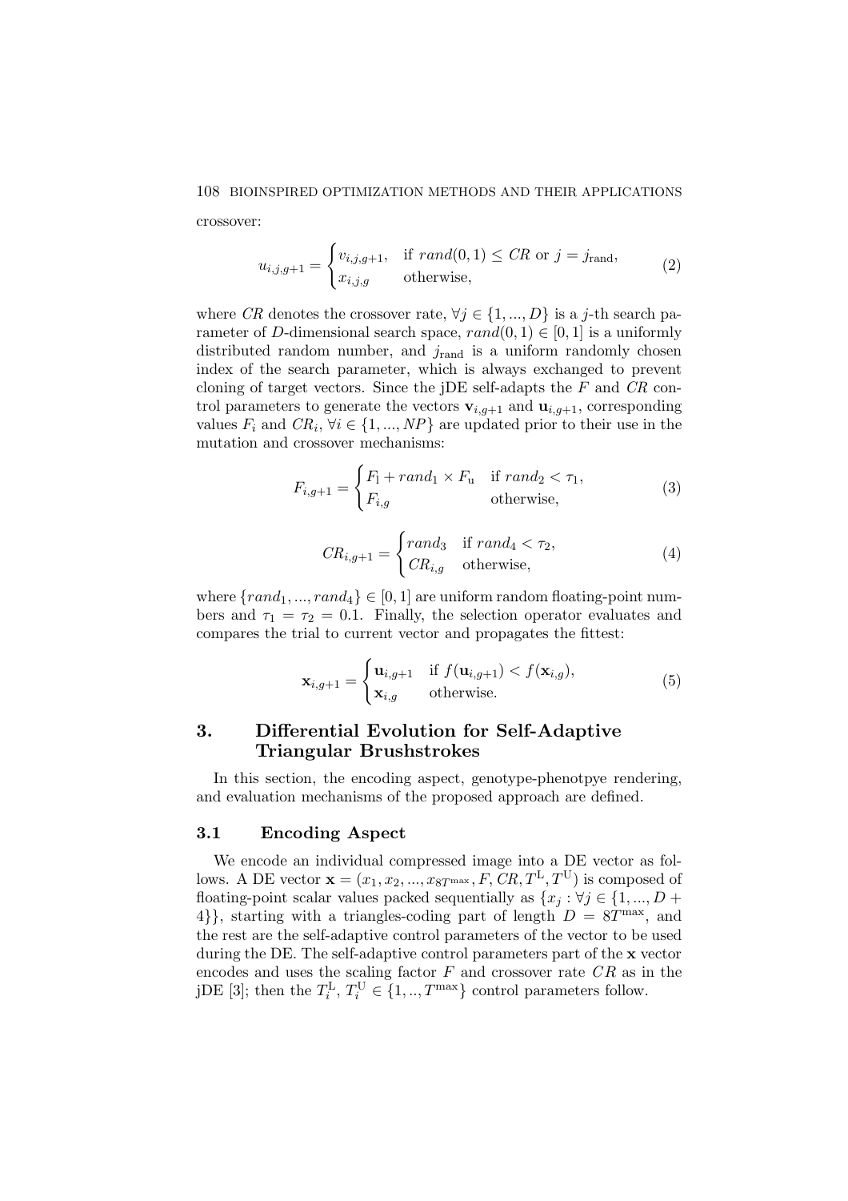crossover:

$$u_{i,j,g+1} = \begin{cases} v_{i,j,g+1}, & \text{if } rand(0,1) \leq CR \text{ or } j = j_{\text{rand}}, \\ x_{i,j,g} & \text{otherwise,} \end{cases} \tag{2}$$

where $CR$ denotes the crossover rate, $\forall j \in \{1, ..., D\}$ is a $j$-th search parameter of $D$-dimensional search space, $rand(0,1) \in [0,1]$ is a uniformly distributed random number, and $j_{\text{rand}}$ is a uniform randomly chosen index of the search parameter, which is always exchanged to prevent cloning of target vectors. Since the jDE self-adapts the $F$ and $CR$ control parameters to generate the vectors $\mathbf{v}_{i,g+1}$ and $\mathbf{u}_{i,g+1}$, corresponding values $F_i$ and $CR_i$, $\forall i \in \{1, ..., NP\}$ are updated prior to their use in the mutation and crossover mechanisms:

$$F_{i,g+1} = \begin{cases} F_{\text{l}} + rand_1 \times F_{\text{u}} & \text{if } rand_2 < \tau_1, \\ F_{i,g} & \text{otherwise,} \end{cases} \tag{3}$$

$$CR_{i,g+1} = \begin{cases} rand_3 & \text{if } rand_4 < \tau_2, \\ CR_{i,g} & \text{otherwise,} \end{cases} \tag{4}$$

where $\{rand_1, ..., rand_4\} \in [0,1]$ are uniform random floating-point numbers and $\tau_1 = \tau_2 = 0.1$. Finally, the selection operator evaluates and compares the trial to current vector and propagates the fittest:

$$\mathbf{x}_{i,g+1} = \begin{cases} \mathbf{u}_{i,g+1} & \text{if } f(\mathbf{u}_{i,g+1}) < f(\mathbf{x}_{i,g}), \\ \mathbf{x}_{i,g} & \text{otherwise.} \end{cases} \tag{5}$$

## 3. Differential Evolution for Self-Adaptive Triangular Brushstrokes

In this section, the encoding aspect, genotype-phenotpye rendering, and evaluation mechanisms of the proposed approach are defined.

### 3.1 Encoding Aspect

We encode an individual compressed image into a DE vector as follows. A DE vector $\mathbf{x} = (x_1, x_2, ..., x_{8T^{\max}}, F, CR, T^{\text{L}}, T^{\text{U}})$ is composed of floating-point scalar values packed sequentially as $\{x_j : \forall j \in \{1, ..., D + 4\}\}$, starting with a triangles-coding part of length $D = 8T^{\max}$, and the rest are the self-adaptive control parameters of the vector to be used during the DE. The self-adaptive control parameters part of the $\mathbf{x}$ vector encodes and uses the scaling factor $F$ and crossover rate $CR$ as in the jDE [3]; then the $T_i^{\text{L}}$, $T_i^{\text{U}} \in \{1, .., T^{\max}\}$ control parameters follow.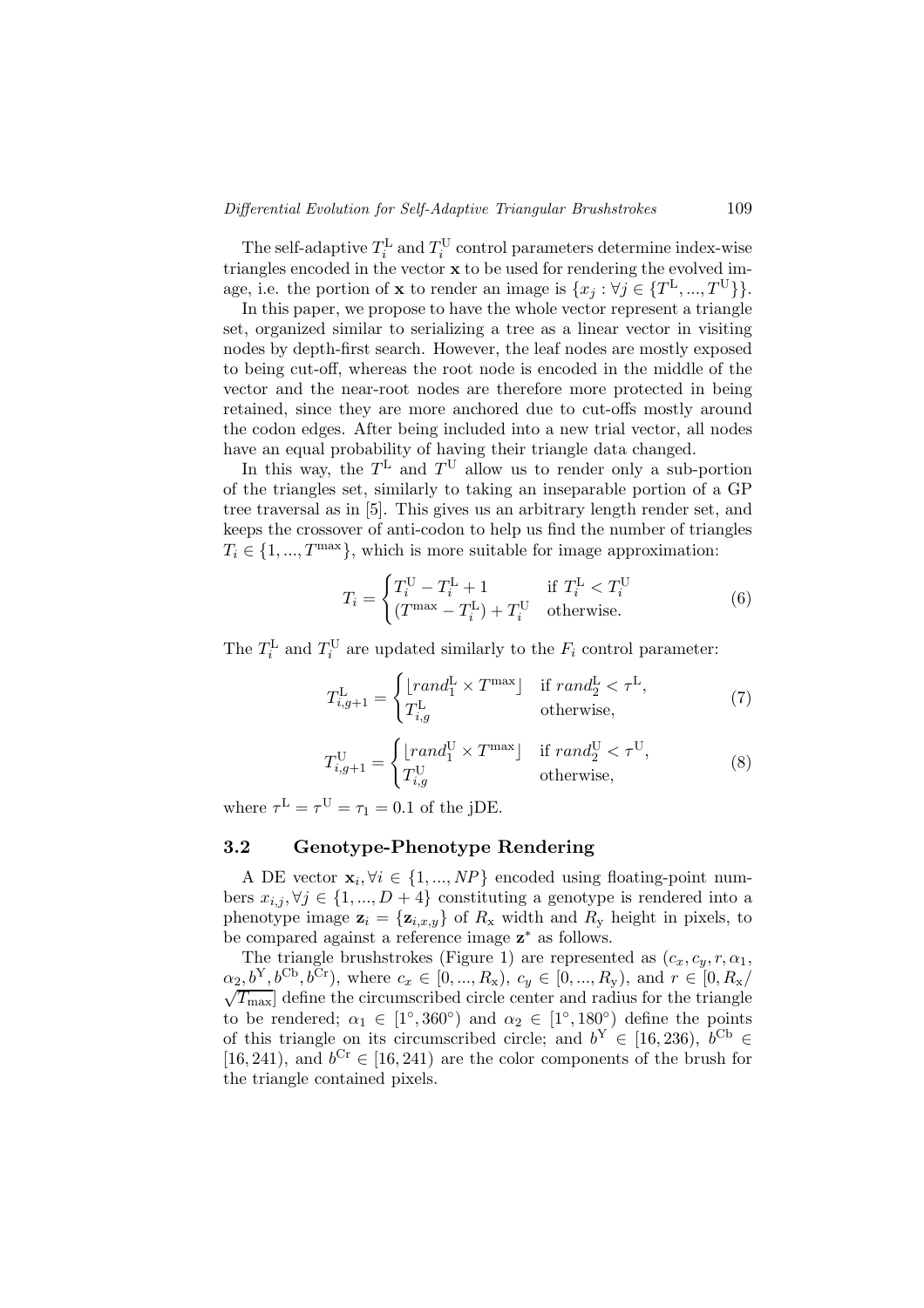The self-adaptive $T_i^{\mathrm{L}}$ and $T_i^{\mathrm{U}}$ control parameters determine index-wise triangles encoded in the vector $\mathbf{x}$ to be used for rendering the evolved image, i.e. the portion of $\mathbf{x}$ to render an image is $\{x_j : \forall j \in \{T^{\mathrm{L}}, ..., T^{\mathrm{U}}\}\}$.

In this paper, we propose to have the whole vector represent a triangle set, organized similar to serializing a tree as a linear vector in visiting nodes by depth-first search. However, the leaf nodes are mostly exposed to being cut-off, whereas the root node is encoded in the middle of the vector and the near-root nodes are therefore more protected in being retained, since they are more anchored due to cut-offs mostly around the codon edges. After being included into a new trial vector, all nodes have an equal probability of having their triangle data changed.

In this way, the $T^{\mathrm{L}}$ and $T^{\mathrm{U}}$ allow us to render only a sub-portion of the triangles set, similarly to taking an inseparable portion of a GP tree traversal as in [5]. This gives us an arbitrary length render set, and keeps the crossover of anti-codon to help us find the number of triangles $T_i \in \{1, ..., T^{\max}\}$, which is more suitable for image approximation:

$$T_i = \begin{cases} T_i^{\mathrm{U}} - T_i^{\mathrm{L}} + 1 & \text{if } T_i^{\mathrm{L}} < T_i^{\mathrm{U}} \\ (T^{\max} - T_i^{\mathrm{L}}) + T_i^{\mathrm{U}} & \text{otherwise.} \end{cases} \tag{6}$$

The $T_i^{\mathrm{L}}$ and $T_i^{\mathrm{U}}$ are updated similarly to the $F_i$ control parameter:

$$T_{i,g+1}^{\mathrm{L}} = \begin{cases} \lfloor rand_1^{\mathrm{L}} \times T^{\max} \rfloor & \text{if } rand_2^{\mathrm{L}} < \tau^{\mathrm{L}}, \\ T_{i,g}^{\mathrm{L}} & \text{otherwise,} \end{cases} \tag{7}$$

$$T_{i,g+1}^{\mathrm{U}} = \begin{cases} \lfloor rand_1^{\mathrm{U}} \times T^{\max} \rfloor & \text{if } rand_2^{\mathrm{U}} < \tau^{\mathrm{U}}, \\ T_{i,g}^{\mathrm{U}} & \text{otherwise,} \end{cases} \tag{8}$$

where $\tau^{\mathrm{L}} = \tau^{\mathrm{U}} = \tau_1 = 0.1$ of the jDE.

### 3.2 Genotype-Phenotype Rendering

A DE vector $\mathbf{x}_i, \forall i \in \{1, ..., NP\}$ encoded using floating-point numbers $x_{i,j}, \forall j \in \{1, ..., D + 4\}$ constituting a genotype is rendered into a phenotype image $\mathbf{z}_i = \{\mathbf{z}_{i,x,y}\}$ of $R_{\mathrm{x}}$ width and $R_{\mathrm{y}}$ height in pixels, to be compared against a reference image $\mathbf{z}^*$ as follows.

The triangle brushstrokes (Figure 1) are represented as $(c_x, c_y, r, \alpha_1, \alpha_2, b^{\mathrm{Y}}, b^{\mathrm{Cb}}, b^{\mathrm{Cr}})$, where $c_x \in [0, ..., R_{\mathrm{x}})$, $c_y \in [0, ..., R_{\mathrm{y}})$, and $r \in [0, R_{\mathrm{x}}/\sqrt{T_{\max}}]$ define the circumscribed circle center and radius for the triangle to be rendered; $\alpha_1 \in [1^\circ, 360^\circ)$ and $\alpha_2 \in [1^\circ, 180^\circ)$ define the points of this triangle on its circumscribed circle; and $b^{\mathrm{Y}} \in [16, 236)$, $b^{\mathrm{Cb}} \in [16, 241)$, and $b^{\mathrm{Cr}} \in [16, 241)$ are the color components of the brush for the triangle contained pixels.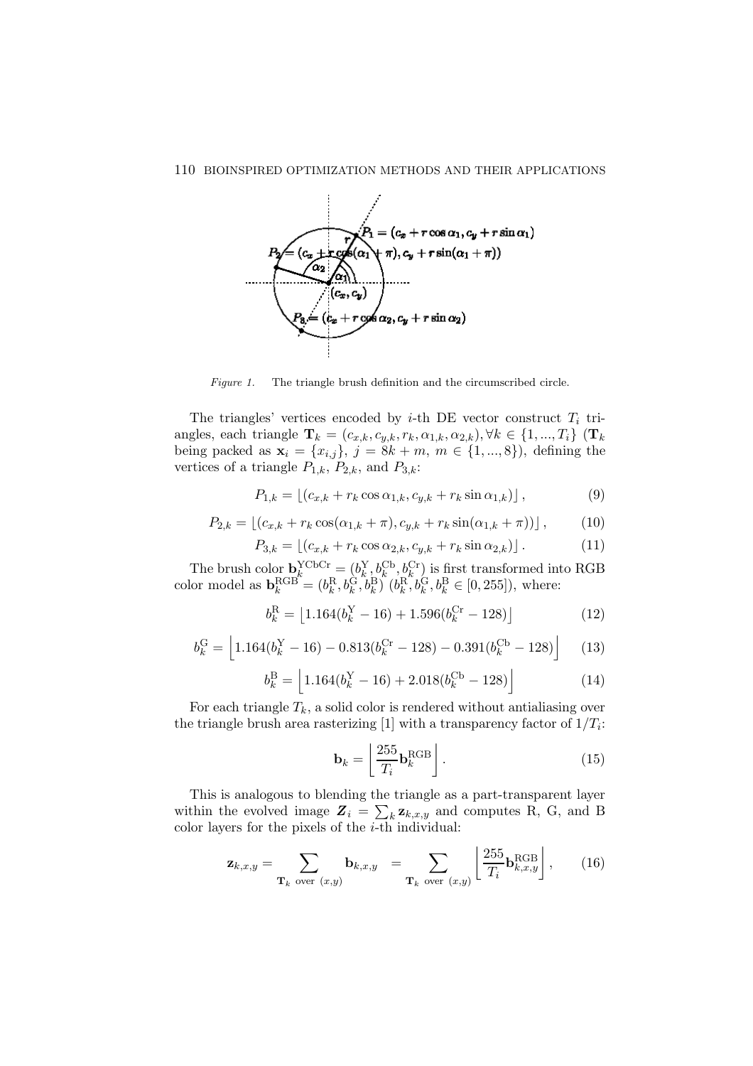*Figure 1.* The triangle brush definition and the circumscribed circle.

The triangles' vertices encoded by $i$-th DE vector construct $T_i$ triangles, each triangle $\mathbf{T}_k = (c_{x,k}, c_{y,k}, r_k, \alpha_{1,k}, \alpha_{2,k}), \forall k \in \{1, ..., T_i\}$ ($\mathbf{T}_k$ being packed as $\mathbf{x}_i = \{x_{i,j}\}$, $j = 8k + m$, $m \in \{1, ..., 8\}$), defining the vertices of a triangle $P_{1,k}$, $P_{2,k}$, and $P_{3,k}$:

$$P_{1,k} = \lfloor (c_{x,k} + r_k \cos \alpha_{1,k}, c_{y,k} + r_k \sin \alpha_{1,k}) \rfloor, \tag{9}$$

$$P_{2,k} = \lfloor (c_{x,k} + r_k \cos(\alpha_{1,k} + \pi), c_{y,k} + r_k \sin(\alpha_{1,k} + \pi)) \rfloor, \tag{10}$$

$$P_{3,k} = \lfloor (c_{x,k} + r_k \cos \alpha_{2,k}, c_{y,k} + r_k \sin \alpha_{2,k}) \rfloor. \tag{11}$$

The brush color $\mathbf{b}_k^{\text{YCbCr}} = (b_k^{\text{Y}}, b_k^{\text{Cb}}, b_k^{\text{Cr}})$ is first transformed into RGB color model as $\mathbf{b}_k^{\text{RGB}} = (b_k^{\text{R}}, b_k^{\text{G}}, b_k^{\text{B}})$ ($b_k^{\text{R}}, b_k^{\text{G}}, b_k^{\text{B}} \in [0, 255]$), where:

$$b_k^{\text{R}} = \left\lfloor 1.164(b_k^{\text{Y}} - 16) + 1.596(b_k^{\text{Cr}} - 128) \right\rfloor \tag{12}$$

$$b_k^{\text{G}} = \left\lfloor 1.164(b_k^{\text{Y}} - 16) - 0.813(b_k^{\text{Cr}} - 128) - 0.391(b_k^{\text{Cb}} - 128) \right\rfloor \tag{13}$$

$$b_k^{\text{B}} = \left\lfloor 1.164(b_k^{\text{Y}} - 16) + 2.018(b_k^{\text{Cb}} - 128) \right\rfloor \tag{14}$$

For each triangle $T_k$, a solid color is rendered without antialiasing over the triangle brush area rasterizing [1] with a transparency factor of $1/T_i$:

$$\mathbf{b}_k = \left\lfloor \frac{255}{T_i} \mathbf{b}_k^{\text{RGB}} \right\rfloor. \tag{15}$$

This is analogous to blending the triangle as a part-transparent layer within the evolved image $\boldsymbol{Z}_i = \sum_k \mathbf{z}_{k,x,y}$ and computes R, G, and B color layers for the pixels of the $i$-th individual:

$$\mathbf{z}_{k,x,y} = \sum_{\mathbf{T}_k \text{ over } (x,y)} \mathbf{b}_{k,x,y} \quad = \sum_{\mathbf{T}_k \text{ over } (x,y)} \left\lfloor \frac{255}{T_i} \mathbf{b}_{k,x,y}^{\text{RGB}} \right\rfloor, \tag{16}$$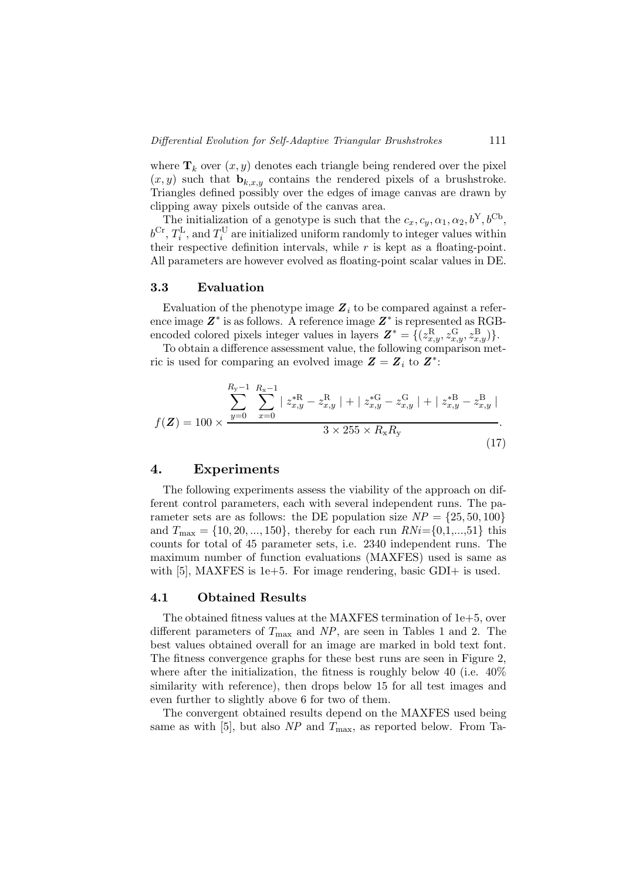where $\mathbf{T}_k$ over $(x, y)$ denotes each triangle being rendered over the pixel $(x, y)$ such that $\mathbf{b}_{k,x,y}$ contains the rendered pixels of a brushstroke. Triangles defined possibly over the edges of image canvas are drawn by clipping away pixels outside of the canvas area.

The initialization of a genotype is such that the $c_x, c_y, \alpha_1, \alpha_2, b^{\mathrm{Y}}, b^{\mathrm{Cb}}$, $b^{\mathrm{Cr}}$, $T_i^{\mathrm{L}}$, and $T_i^{\mathrm{U}}$ are initialized uniform randomly to integer values within their respective definition intervals, while $r$ is kept as a floating-point. All parameters are however evolved as floating-point scalar values in DE.

### 3.3 Evaluation

Evaluation of the phenotype image $\boldsymbol{Z}_i$ to be compared against a reference image $\boldsymbol{Z}^*$ is as follows. A reference image $\boldsymbol{Z}^*$ is represented as RGB-encoded colored pixels integer values in layers $\boldsymbol{Z}^* = \{(z_{x,y}^{\mathrm{R}}, z_{x,y}^{\mathrm{G}}, z_{x,y}^{\mathrm{B}})\}$.

To obtain a difference assessment value, the following comparison metric is used for comparing an evolved image $\boldsymbol{Z} = \boldsymbol{Z}_i$ to $\boldsymbol{Z}^*$:

$$f(\boldsymbol{Z}) = 100 \times \frac{\sum_{y=0}^{R_{\mathrm{y}}-1} \sum_{x=0}^{R_{\mathrm{x}}-1} \mid z_{x,y}^{*\mathrm{R}} - z_{x,y}^{\mathrm{R}} \mid + \mid z_{x,y}^{*\mathrm{G}} - z_{x,y}^{\mathrm{G}} \mid + \mid z_{x,y}^{*\mathrm{B}} - z_{x,y}^{\mathrm{B}} \mid}{3 \times 255 \times R_{\mathrm{x}} R_{\mathrm{y}}}. \tag{17}$$

## 4. Experiments

The following experiments assess the viability of the approach on different control parameters, each with several independent runs. The parameter sets are as follows: the DE population size $NP = \{25, 50, 100\}$ and $T_{\max} = \{10, 20, ..., 150\}$, thereby for each run $RNi$={0,1,...,51} this counts for total of 45 parameter sets, i.e. 2340 independent runs. The maximum number of function evaluations (MAXFES) used is same as with [5], MAXFES is 1e+5. For image rendering, basic GDI+ is used.

### 4.1 Obtained Results

The obtained fitness values at the MAXFES termination of 1e+5, over different parameters of $T_{\max}$ and $NP$, are seen in Tables 1 and 2. The best values obtained overall for an image are marked in bold text font. The fitness convergence graphs for these best runs are seen in Figure 2, where after the initialization, the fitness is roughly below 40 (i.e. 40% similarity with reference), then drops below 15 for all test images and even further to slightly above 6 for two of them.

The convergent obtained results depend on the MAXFES used being same as with [5], but also $NP$ and $T_{\max}$, as reported below. From Ta-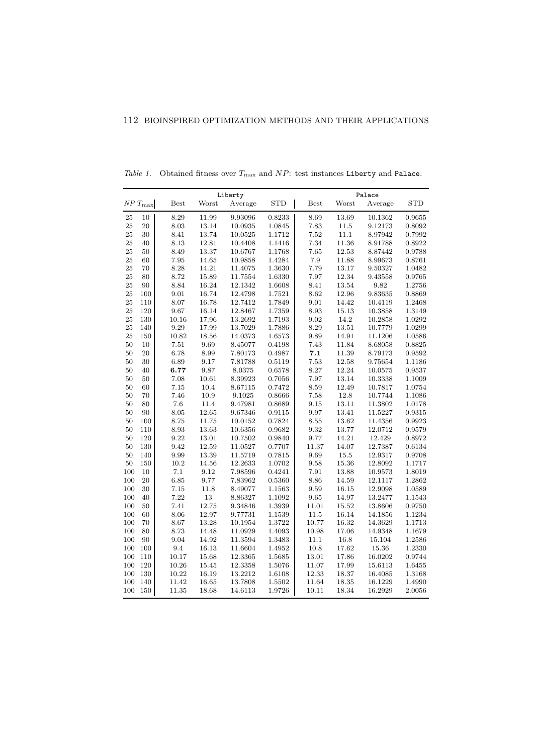*Table 1.* Obtained fitness over $T_{\max}$ and $NP$: test instances `Liberty` and `Palace`.

| | | Liberty | | | | Palace | | | |
|---|---|---|---|---|---|---|---|---|---|
| $NP$ | $T_{\max}$ | Best | Worst | Average | STD | Best | Worst | Average | STD |
| 25 | 10 | 8.29 | 11.99 | 9.93096 | 0.8233 | 8.69 | 13.69 | 10.1362 | 0.9655 |
| 25 | 20 | 8.03 | 13.14 | 10.0935 | 1.0845 | 7.83 | 11.5 | 9.12173 | 0.8092 |
| 25 | 30 | 8.41 | 13.74 | 10.0525 | 1.1712 | 7.52 | 11.1 | 8.97942 | 0.7992 |
| 25 | 40 | 8.13 | 12.81 | 10.4408 | 1.1416 | 7.34 | 11.36 | 8.91788 | 0.8922 |
| 25 | 50 | 8.49 | 13.37 | 10.6767 | 1.1768 | 7.65 | 12.53 | 8.87442 | 0.9788 |
| 25 | 60 | 7.95 | 14.65 | 10.9858 | 1.4284 | 7.9 | 11.88 | 8.99673 | 0.8761 |
| 25 | 70 | 8.28 | 14.21 | 11.4075 | 1.3630 | 7.79 | 13.17 | 9.50327 | 1.0482 |
| 25 | 80 | 8.72 | 15.89 | 11.7554 | 1.6330 | 7.97 | 12.34 | 9.43558 | 0.9765 |
| 25 | 90 | 8.84 | 16.24 | 12.1342 | 1.6608 | 8.41 | 13.54 | 9.82 | 1.2756 |
| 25 | 100 | 9.01 | 16.74 | 12.4798 | 1.7521 | 8.62 | 12.96 | 9.83635 | 0.8869 |
| 25 | 110 | 8.07 | 16.78 | 12.7412 | 1.7849 | 9.01 | 14.42 | 10.4119 | 1.2468 |
| 25 | 120 | 9.67 | 16.14 | 12.8467 | 1.7359 | 8.93 | 15.13 | 10.3858 | 1.3149 |
| 25 | 130 | 10.16 | 17.96 | 13.2692 | 1.7193 | 9.02 | 14.2 | 10.2858 | 1.0292 |
| 25 | 140 | 9.29 | 17.99 | 13.7029 | 1.7886 | 8.29 | 13.51 | 10.7779 | 1.0299 |
| 25 | 150 | 10.82 | 18.56 | 14.0373 | 1.6573 | 9.89 | 14.91 | 11.1206 | 1.0586 |
| 50 | 10 | 7.51 | 9.69 | 8.45077 | 0.4198 | 7.43 | 11.84 | 8.68058 | 0.8825 |
| 50 | 20 | 6.78 | 8.99 | 7.80173 | 0.4987 | **7.1** | 11.39 | 8.79173 | 0.9592 |
| 50 | 30 | 6.89 | 9.17 | 7.81788 | 0.5119 | 7.53 | 12.58 | 9.75654 | 1.1186 |
| 50 | 40 | **6.77** | 9.87 | 8.0375 | 0.6578 | 8.27 | 12.24 | 10.0575 | 0.9537 |
| 50 | 50 | 7.08 | 10.61 | 8.39923 | 0.7056 | 7.97 | 13.14 | 10.3338 | 1.1009 |
| 50 | 60 | 7.15 | 10.4 | 8.67115 | 0.7472 | 8.59 | 12.49 | 10.7817 | 1.0754 |
| 50 | 70 | 7.46 | 10.9 | 9.1025 | 0.8666 | 7.58 | 12.8 | 10.7744 | 1.1086 |
| 50 | 80 | 7.6 | 11.4 | 9.47981 | 0.8689 | 9.15 | 13.11 | 11.3802 | 1.0178 |
| 50 | 90 | 8.05 | 12.65 | 9.67346 | 0.9115 | 9.97 | 13.41 | 11.5227 | 0.9315 |
| 50 | 100 | 8.75 | 11.75 | 10.0152 | 0.7824 | 8.55 | 13.62 | 11.4356 | 0.9923 |
| 50 | 110 | 8.93 | 13.63 | 10.6356 | 0.9682 | 9.32 | 13.77 | 12.0712 | 0.9579 |
| 50 | 120 | 9.22 | 13.01 | 10.7502 | 0.9840 | 9.77 | 14.21 | 12.429 | 0.8972 |
| 50 | 130 | 9.42 | 12.59 | 11.0527 | 0.7707 | 11.37 | 14.07 | 12.7387 | 0.6134 |
| 50 | 140 | 9.99 | 13.39 | 11.5719 | 0.7815 | 9.69 | 15.5 | 12.9317 | 0.9708 |
| 50 | 150 | 10.2 | 14.56 | 12.2633 | 1.0702 | 9.58 | 15.36 | 12.8092 | 1.1717 |
| 100 | 10 | 7.1 | 9.12 | 7.98596 | 0.4241 | 7.91 | 13.88 | 10.9573 | 1.8019 |
| 100 | 20 | 6.85 | 9.77 | 7.83962 | 0.5360 | 8.86 | 14.59 | 12.1117 | 1.2862 |
| 100 | 30 | 7.15 | 11.8 | 8.49077 | 1.1563 | 9.59 | 16.15 | 12.9098 | 1.0589 |
| 100 | 40 | 7.22 | 13 | 8.86327 | 1.1092 | 9.65 | 14.97 | 13.2477 | 1.1543 |
| 100 | 50 | 7.41 | 12.75 | 9.34846 | 1.3939 | 11.01 | 15.52 | 13.8606 | 0.9750 |
| 100 | 60 | 8.06 | 12.97 | 9.77731 | 1.1539 | 11.5 | 16.14 | 14.1856 | 1.1234 |
| 100 | 70 | 8.67 | 13.28 | 10.1954 | 1.3722 | 10.77 | 16.32 | 14.3629 | 1.1713 |
| 100 | 80 | 8.73 | 14.48 | 11.0929 | 1.4093 | 10.98 | 17.06 | 14.9348 | 1.1679 |
| 100 | 90 | 9.04 | 14.92 | 11.3594 | 1.3483 | 11.1 | 16.8 | 15.104 | 1.2586 |
| 100 | 100 | 9.4 | 16.13 | 11.6604 | 1.4952 | 10.8 | 17.62 | 15.36 | 1.2330 |
| 100 | 110 | 10.17 | 15.68 | 12.3365 | 1.5685 | 13.01 | 17.86 | 16.0202 | 0.9744 |
| 100 | 120 | 10.26 | 15.45 | 12.3358 | 1.5076 | 11.07 | 17.99 | 15.6113 | 1.6455 |
| 100 | 130 | 10.22 | 16.19 | 13.2212 | 1.6108 | 12.33 | 18.37 | 16.4085 | 1.3168 |
| 100 | 140 | 11.42 | 16.65 | 13.7808 | 1.5502 | 11.64 | 18.35 | 16.1229 | 1.4990 |
| 100 | 150 | 11.35 | 18.68 | 14.6113 | 1.9726 | 10.11 | 18.34 | 16.2929 | 2.0056 |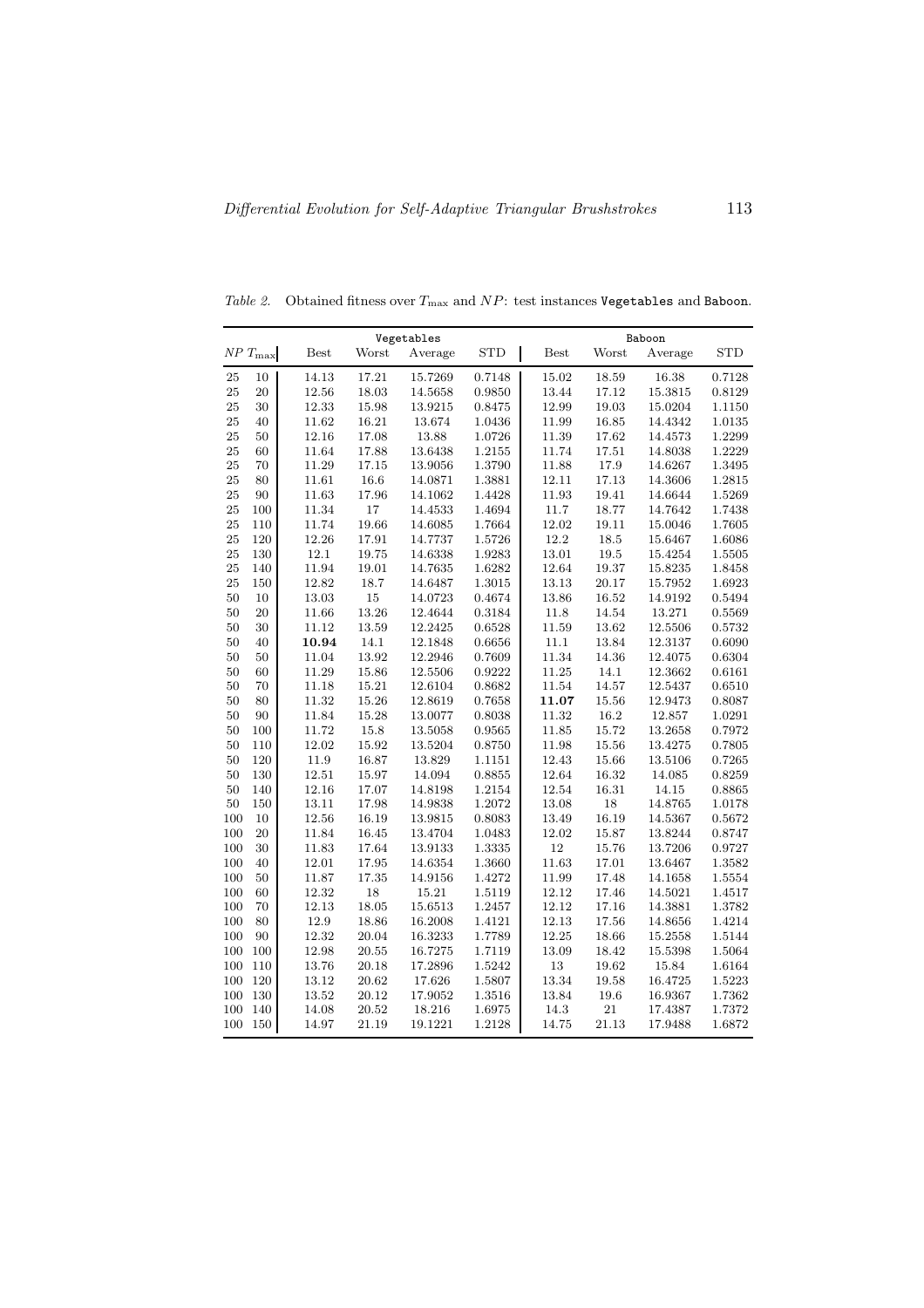*Table 2.* Obtained fitness over $T_{\max}$ and $NP$: test instances `Vegetables` and `Baboon`.

| | | Vegetables | | | | Baboon | | | |
|---|---|---|---|---|---|---|---|---|---|
| $NP$ | $T_{\max}$ | Best | Worst | Average | STD | Best | Worst | Average | STD |
| 25 | 10 | 14.13 | 17.21 | 15.7269 | 0.7148 | 15.02 | 18.59 | 16.38 | 0.7128 |
| 25 | 20 | 12.56 | 18.03 | 14.5658 | 0.9850 | 13.44 | 17.12 | 15.3815 | 0.8129 |
| 25 | 30 | 12.33 | 15.98 | 13.9215 | 0.8475 | 12.99 | 19.03 | 15.0204 | 1.1150 |
| 25 | 40 | 11.62 | 16.21 | 13.674 | 1.0436 | 11.99 | 16.85 | 14.4342 | 1.0135 |
| 25 | 50 | 12.16 | 17.08 | 13.88 | 1.0726 | 11.39 | 17.62 | 14.4573 | 1.2299 |
| 25 | 60 | 11.64 | 17.88 | 13.6438 | 1.2155 | 11.74 | 17.51 | 14.8038 | 1.2229 |
| 25 | 70 | 11.29 | 17.15 | 13.9056 | 1.3790 | 11.88 | 17.9 | 14.6267 | 1.3495 |
| 25 | 80 | 11.61 | 16.6 | 14.0871 | 1.3881 | 12.11 | 17.13 | 14.3606 | 1.2815 |
| 25 | 90 | 11.63 | 17.96 | 14.1062 | 1.4428 | 11.93 | 19.41 | 14.6644 | 1.5269 |
| 25 | 100 | 11.34 | 17 | 14.4533 | 1.4694 | 11.7 | 18.77 | 14.7642 | 1.7438 |
| 25 | 110 | 11.74 | 19.66 | 14.6085 | 1.7664 | 12.02 | 19.11 | 15.0046 | 1.7605 |
| 25 | 120 | 12.26 | 17.91 | 14.7737 | 1.5726 | 12.2 | 18.5 | 15.6467 | 1.6086 |
| 25 | 130 | 12.1 | 19.75 | 14.6338 | 1.9283 | 13.01 | 19.5 | 15.4254 | 1.5505 |
| 25 | 140 | 11.94 | 19.01 | 14.7635 | 1.6282 | 12.64 | 19.37 | 15.8235 | 1.8458 |
| 25 | 150 | 12.82 | 18.7 | 14.6487 | 1.3015 | 13.13 | 20.17 | 15.7952 | 1.6923 |
| 50 | 10 | 13.03 | 15 | 14.0723 | 0.4674 | 13.86 | 16.52 | 14.9192 | 0.5494 |
| 50 | 20 | 11.66 | 13.26 | 12.4644 | 0.3184 | 11.8 | 14.54 | 13.271 | 0.5569 |
| 50 | 30 | 11.12 | 13.59 | 12.2425 | 0.6528 | 11.59 | 13.62 | 12.5506 | 0.5732 |
| 50 | 40 | **10.94** | 14.1 | 12.1848 | 0.6656 | 11.1 | 13.84 | 12.3137 | 0.6090 |
| 50 | 50 | 11.04 | 13.92 | 12.2946 | 0.7609 | 11.34 | 14.36 | 12.4075 | 0.6304 |
| 50 | 60 | 11.29 | 15.86 | 12.5506 | 0.9222 | 11.25 | 14.1 | 12.3662 | 0.6161 |
| 50 | 70 | 11.18 | 15.21 | 12.6104 | 0.8682 | 11.54 | 14.57 | 12.5437 | 0.6510 |
| 50 | 80 | 11.32 | 15.26 | 12.8619 | 0.7658 | **11.07** | 15.56 | 12.9473 | 0.8087 |
| 50 | 90 | 11.84 | 15.28 | 13.0077 | 0.8038 | 11.32 | 16.2 | 12.857 | 1.0291 |
| 50 | 100 | 11.72 | 15.8 | 13.5058 | 0.9565 | 11.85 | 15.72 | 13.2658 | 0.7972 |
| 50 | 110 | 12.02 | 15.92 | 13.5204 | 0.8750 | 11.98 | 15.56 | 13.4275 | 0.7805 |
| 50 | 120 | 11.9 | 16.87 | 13.829 | 1.1151 | 12.43 | 15.66 | 13.5106 | 0.7265 |
| 50 | 130 | 12.51 | 15.97 | 14.094 | 0.8855 | 12.64 | 16.32 | 14.085 | 0.8259 |
| 50 | 140 | 12.16 | 17.07 | 14.8198 | 1.2154 | 12.54 | 16.31 | 14.15 | 0.8865 |
| 50 | 150 | 13.11 | 17.98 | 14.9838 | 1.2072 | 13.08 | 18 | 14.8765 | 1.0178 |
| 100 | 10 | 12.56 | 16.19 | 13.9815 | 0.8083 | 13.49 | 16.19 | 14.5367 | 0.5672 |
| 100 | 20 | 11.84 | 16.45 | 13.4704 | 1.0483 | 12.02 | 15.87 | 13.8244 | 0.8747 |
| 100 | 30 | 11.83 | 17.64 | 13.9133 | 1.3335 | 12 | 15.76 | 13.7206 | 0.9727 |
| 100 | 40 | 12.01 | 17.95 | 14.6354 | 1.3660 | 11.63 | 17.01 | 13.6467 | 1.3582 |
| 100 | 50 | 11.87 | 17.35 | 14.9156 | 1.4272 | 11.99 | 17.48 | 14.1658 | 1.5554 |
| 100 | 60 | 12.32 | 18 | 15.21 | 1.5119 | 12.12 | 17.46 | 14.5021 | 1.4517 |
| 100 | 70 | 12.13 | 18.05 | 15.6513 | 1.2457 | 12.12 | 17.16 | 14.3881 | 1.3782 |
| 100 | 80 | 12.9 | 18.86 | 16.2008 | 1.4121 | 12.13 | 17.56 | 14.8656 | 1.4214 |
| 100 | 90 | 12.32 | 20.04 | 16.3233 | 1.7789 | 12.25 | 18.66 | 15.2558 | 1.5144 |
| 100 | 100 | 12.98 | 20.55 | 16.7275 | 1.7119 | 13.09 | 18.42 | 15.5398 | 1.5064 |
| 100 | 110 | 13.76 | 20.18 | 17.2896 | 1.5242 | 13 | 19.62 | 15.84 | 1.6164 |
| 100 | 120 | 13.12 | 20.62 | 17.626 | 1.5807 | 13.34 | 19.58 | 16.4725 | 1.5223 |
| 100 | 130 | 13.52 | 20.12 | 17.9052 | 1.3516 | 13.84 | 19.6 | 16.9367 | 1.7362 |
| 100 | 140 | 14.08 | 20.52 | 18.216 | 1.6975 | 14.3 | 21 | 17.4387 | 1.7372 |
| 100 | 150 | 14.97 | 21.19 | 19.1221 | 1.2128 | 14.75 | 21.13 | 17.9488 | 1.6872 |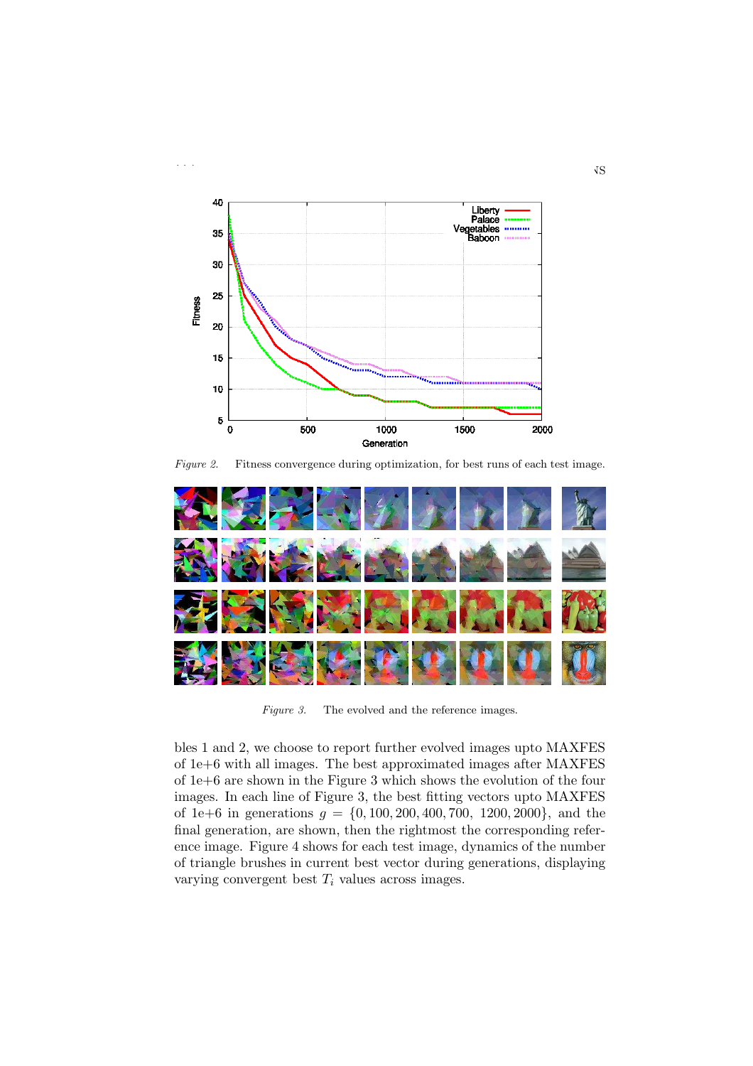*Figure 2.* Fitness convergence during optimization, for best runs of each test image.

*Figure 3.* The evolved and the reference images.

bles 1 and 2, we choose to report further evolved images upto MAXFES of 1e+6 with all images. The best approximated images after MAXFES of 1e+6 are shown in the Figure 3 which shows the evolution of the four images. In each line of Figure 3, the best fitting vectors upto MAXFES of 1e+6 in generations $g = \{0, 100, 200, 400, 700,\ 1200, 2000\}$, and the final generation, are shown, then the rightmost the corresponding reference image. Figure 4 shows for each test image, dynamics of the number of triangle brushes in current best vector during generations, displaying varying convergent best $T_i$ values across images.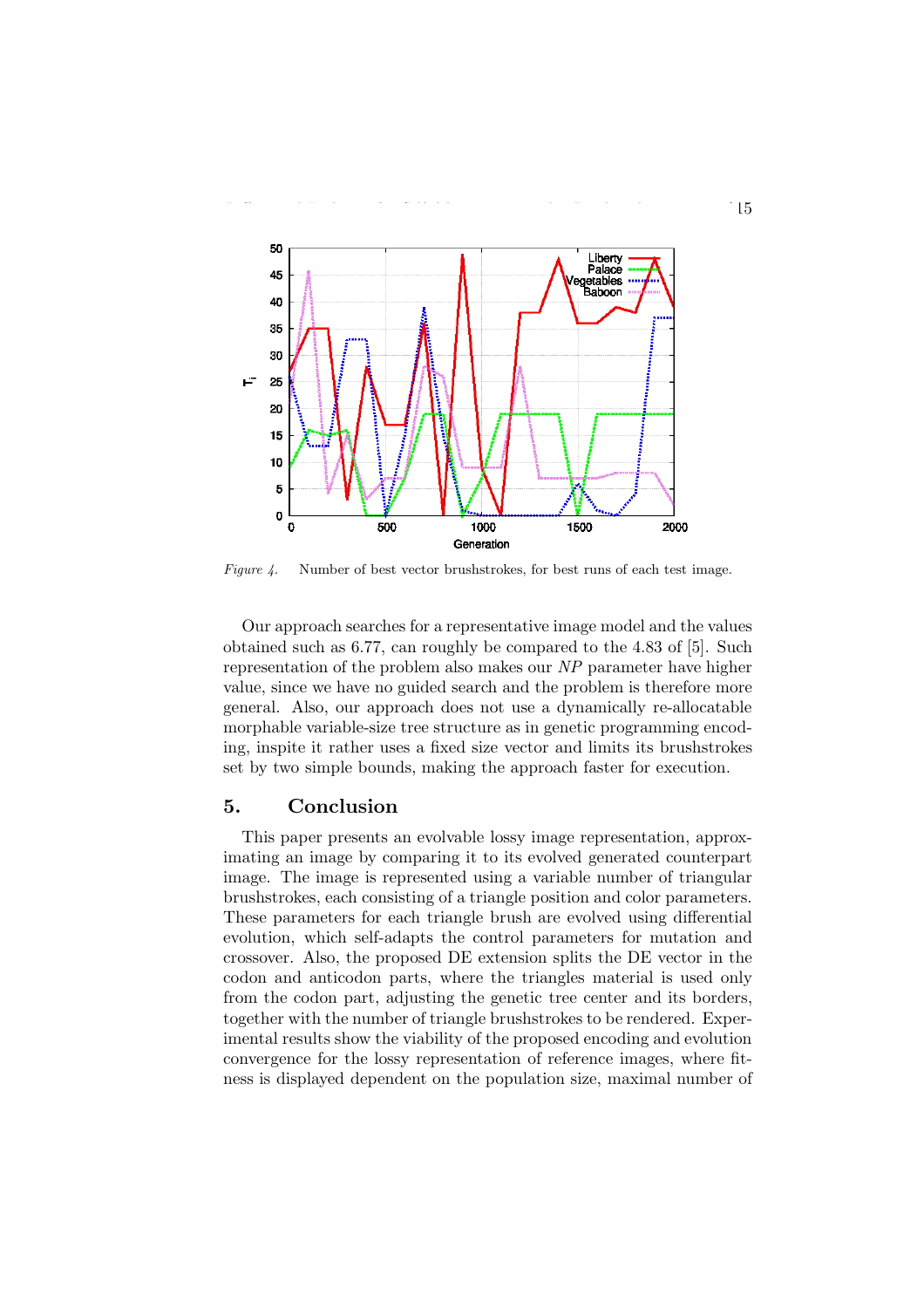*Figure 4.* Number of best vector brushstrokes, for best runs of each test image.

Our approach searches for a representative image model and the values obtained such as 6.77, can roughly be compared to the 4.83 of [5]. Such representation of the problem also makes our *NP* parameter have higher value, since we have no guided search and the problem is therefore more general. Also, our approach does not use a dynamically re-allocatable morphable variable-size tree structure as in genetic programming encoding, inspite it rather uses a fixed size vector and limits its brushstrokes set by two simple bounds, making the approach faster for execution.

## 5. Conclusion

This paper presents an evolvable lossy image representation, approximating an image by comparing it to its evolved generated counterpart image. The image is represented using a variable number of triangular brushstrokes, each consisting of a triangle position and color parameters. These parameters for each triangle brush are evolved using differential evolution, which self-adapts the control parameters for mutation and crossover. Also, the proposed DE extension splits the DE vector in the codon and anticodon parts, where the triangles material is used only from the codon part, adjusting the genetic tree center and its borders, together with the number of triangle brushstrokes to be rendered. Experimental results show the viability of the proposed encoding and evolution convergence for the lossy representation of reference images, where fitness is displayed dependent on the population size, maximal number of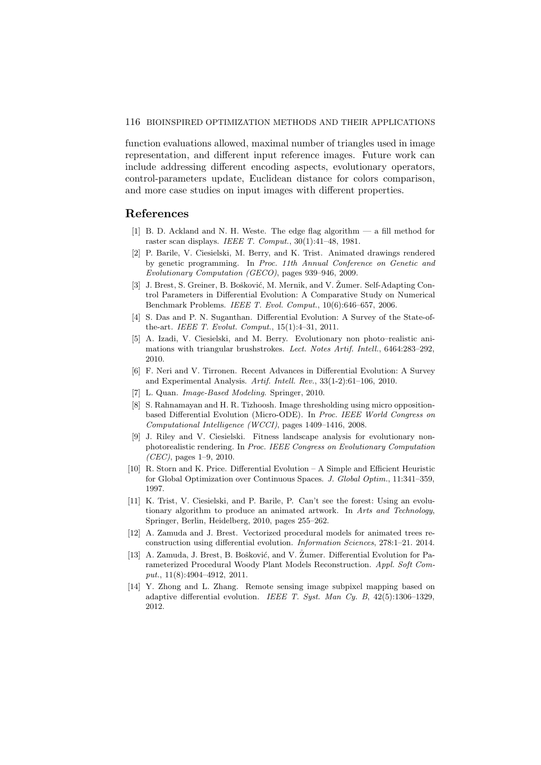function evaluations allowed, maximal number of triangles used in image representation, and different input reference images. Future work can include addressing different encoding aspects, evolutionary operators, control-parameters update, Euclidean distance for colors comparison, and more case studies on input images with different properties.

## References

[1] B. D. Ackland and N. H. Weste. The edge flag algorithm — a fill method for raster scan displays. *IEEE T. Comput.*, 30(1):41–48, 1981.

[2] P. Barile, V. Ciesielski, M. Berry, and K. Trist. Animated drawings rendered by genetic programming. In *Proc. 11th Annual Conference on Genetic and Evolutionary Computation (GECO)*, pages 939–946, 2009.

[3] J. Brest, S. Greiner, B. Bošković, M. Mernik, and V. Žumer. Self-Adapting Control Parameters in Differential Evolution: A Comparative Study on Numerical Benchmark Problems. *IEEE T. Evol. Comput.*, 10(6):646–657, 2006.

[4] S. Das and P. N. Suganthan. Differential Evolution: A Survey of the State-of-the-art. *IEEE T. Evolut. Comput.*, 15(1):4–31, 2011.

[5] A. Izadi, V. Ciesielski, and M. Berry. Evolutionary non photo–realistic animations with triangular brushstrokes. *Lect. Notes Artif. Intell.*, 6464:283–292, 2010.

[6] F. Neri and V. Tirronen. Recent Advances in Differential Evolution: A Survey and Experimental Analysis. *Artif. Intell. Rev.*, 33(1-2):61–106, 2010.

[7] L. Quan. *Image-Based Modeling*. Springer, 2010.

[8] S. Rahnamayan and H. R. Tizhoosh. Image thresholding using micro opposition-based Differential Evolution (Micro-ODE). In *Proc. IEEE World Congress on Computational Intelligence (WCCI)*, pages 1409–1416, 2008.

[9] J. Riley and V. Ciesielski. Fitness landscape analysis for evolutionary non-photorealistic rendering. In *Proc. IEEE Congress on Evolutionary Computation (CEC)*, pages 1–9, 2010.

[10] R. Storn and K. Price. Differential Evolution – A Simple and Efficient Heuristic for Global Optimization over Continuous Spaces. *J. Global Optim.*, 11:341–359, 1997.

[11] K. Trist, V. Ciesielski, and P. Barile, P. Can't see the forest: Using an evolutionary algorithm to produce an animated artwork. In *Arts and Technology*, Springer, Berlin, Heidelberg, 2010, pages 255–262.

[12] A. Zamuda and J. Brest. Vectorized procedural models for animated trees reconstruction using differential evolution. *Information Sciences*, 278:1–21. 2014.

[13] A. Zamuda, J. Brest, B. Bošković, and V. Žumer. Differential Evolution for Parameterized Procedural Woody Plant Models Reconstruction. *Appl. Soft Comput.*, 11(8):4904–4912, 2011.

[14] Y. Zhong and L. Zhang. Remote sensing image subpixel mapping based on adaptive differential evolution. *IEEE T. Syst. Man Cy. B*, 42(5):1306–1329, 2012.